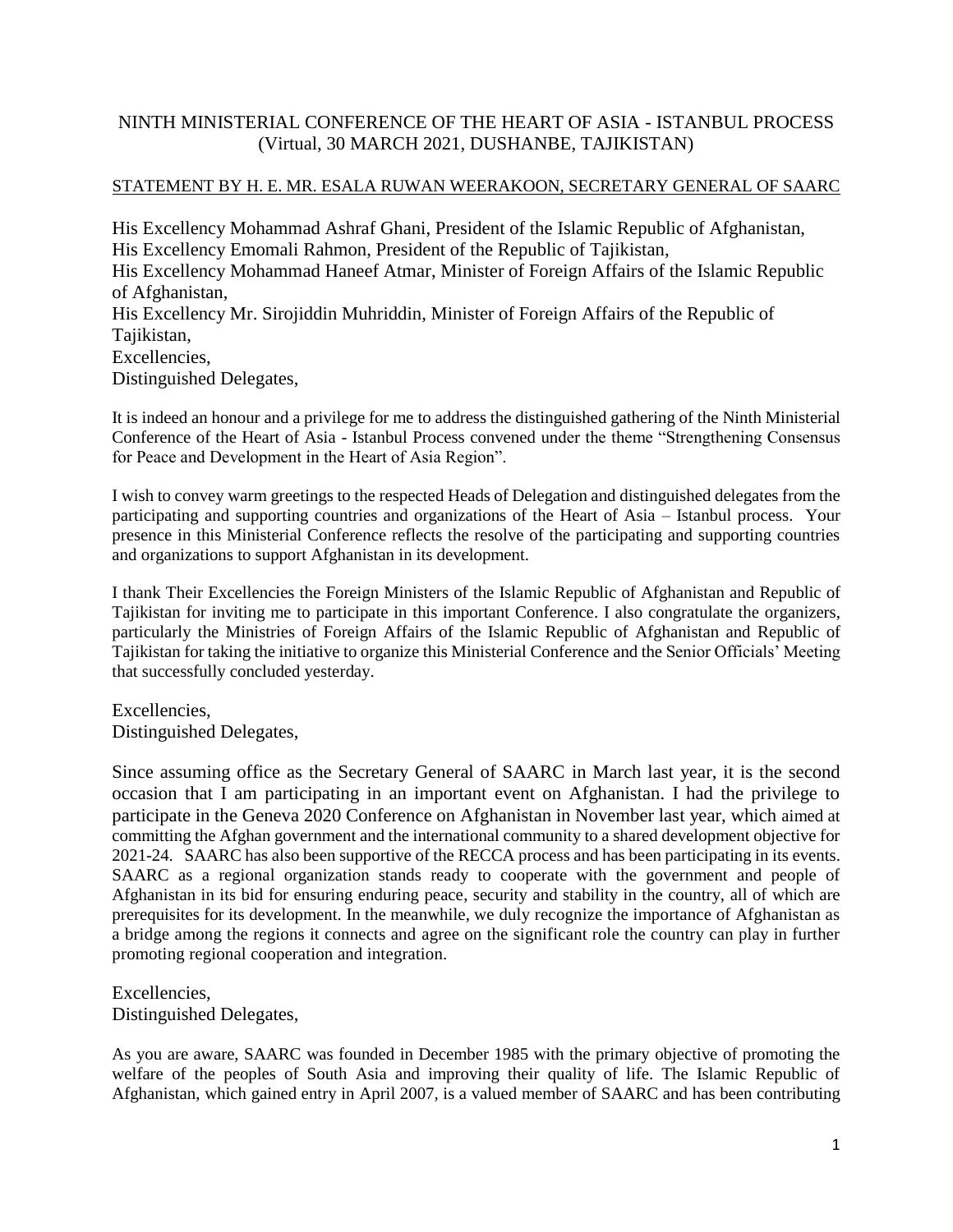# NINTH MINISTERIAL CONFERENCE OF THE HEART OF ASIA - ISTANBUL PROCESS
(Virtual, 30 MARCH 2021, DUSHANBE, TAJIKISTAN)

## STATEMENT BY H. E. MR. ESALA RUWAN WEERAKOON, SECRETARY GENERAL OF SAARC

His Excellency Mohammad Ashraf Ghani, President of the Islamic Republic of Afghanistan,
His Excellency Emomali Rahmon, President of the Republic of Tajikistan,
His Excellency Mohammad Haneef Atmar, Minister of Foreign Affairs of the Islamic Republic of Afghanistan,
His Excellency Mr. Sirojiddin Muhriddin, Minister of Foreign Affairs of the Republic of Tajikistan,
Excellencies,
Distinguished Delegates,

It is indeed an honour and a privilege for me to address the distinguished gathering of the Ninth Ministerial Conference of the Heart of Asia - Istanbul Process convened under the theme "Strengthening Consensus for Peace and Development in the Heart of Asia Region".

I wish to convey warm greetings to the respected Heads of Delegation and distinguished delegates from the participating and supporting countries and organizations of the Heart of Asia – Istanbul process. Your presence in this Ministerial Conference reflects the resolve of the participating and supporting countries and organizations to support Afghanistan in its development.

I thank Their Excellencies the Foreign Ministers of the Islamic Republic of Afghanistan and Republic of Tajikistan for inviting me to participate in this important Conference. I also congratulate the organizers, particularly the Ministries of Foreign Affairs of the Islamic Republic of Afghanistan and Republic of Tajikistan for taking the initiative to organize this Ministerial Conference and the Senior Officials' Meeting that successfully concluded yesterday.

Excellencies,
Distinguished Delegates,

Since assuming office as the Secretary General of SAARC in March last year, it is the second occasion that I am participating in an important event on Afghanistan. I had the privilege to participate in the Geneva 2020 Conference on Afghanistan in November last year, which aimed at committing the Afghan government and the international community to a shared development objective for 2021-24. SAARC has also been supportive of the RECCA process and has been participating in its events. SAARC as a regional organization stands ready to cooperate with the government and people of Afghanistan in its bid for ensuring enduring peace, security and stability in the country, all of which are prerequisites for its development. In the meanwhile, we duly recognize the importance of Afghanistan as a bridge among the regions it connects and agree on the significant role the country can play in further promoting regional cooperation and integration.

Excellencies,
Distinguished Delegates,

As you are aware, SAARC was founded in December 1985 with the primary objective of promoting the welfare of the peoples of South Asia and improving their quality of life. The Islamic Republic of Afghanistan, which gained entry in April 2007, is a valued member of SAARC and has been contributing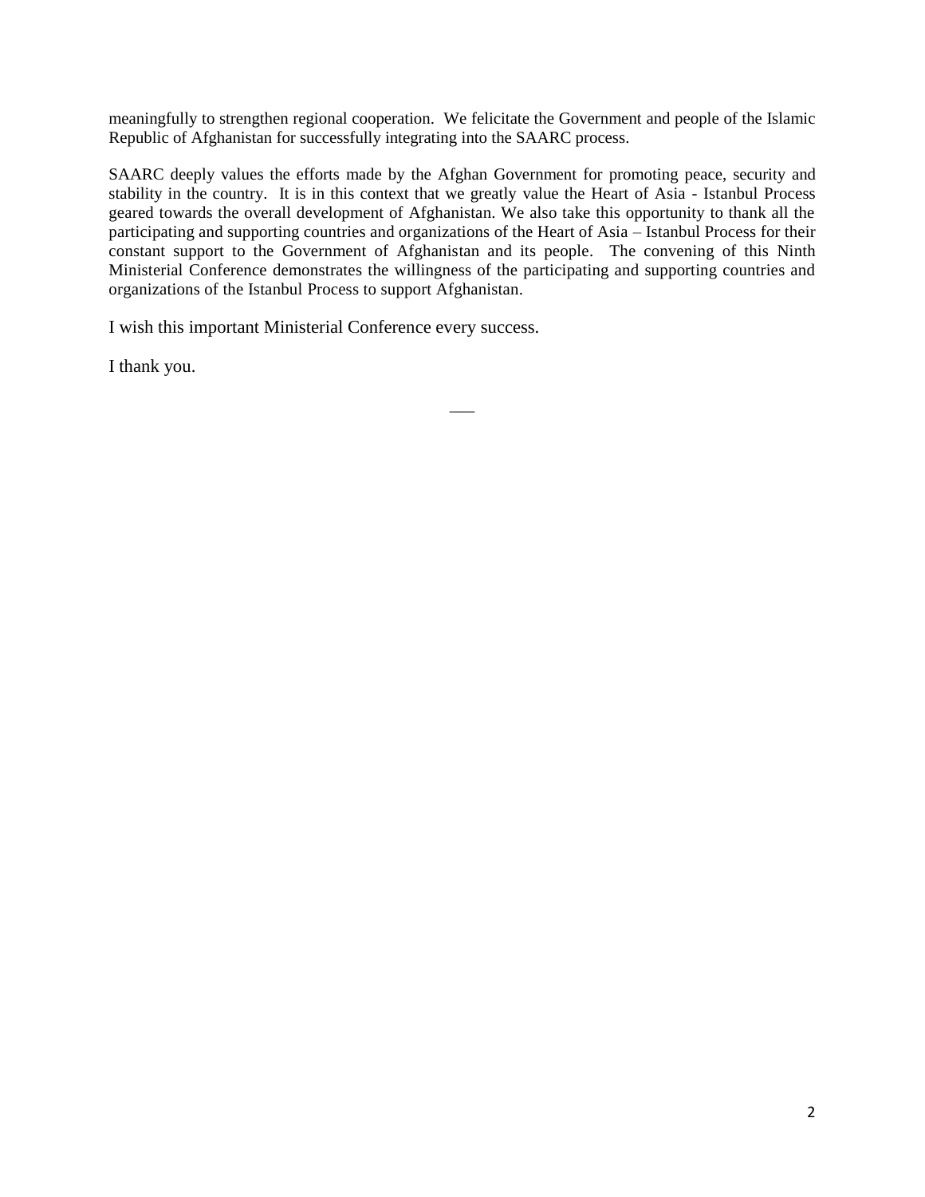meaningfully to strengthen regional cooperation. We felicitate the Government and people of the Islamic Republic of Afghanistan for successfully integrating into the SAARC process.

SAARC deeply values the efforts made by the Afghan Government for promoting peace, security and stability in the country. It is in this context that we greatly value the Heart of Asia - Istanbul Process geared towards the overall development of Afghanistan. We also take this opportunity to thank all the participating and supporting countries and organizations of the Heart of Asia – Istanbul Process for their constant support to the Government of Afghanistan and its people. The convening of this Ninth Ministerial Conference demonstrates the willingness of the participating and supporting countries and organizations of the Istanbul Process to support Afghanistan.

I wish this important Ministerial Conference every success.

I thank you.

---